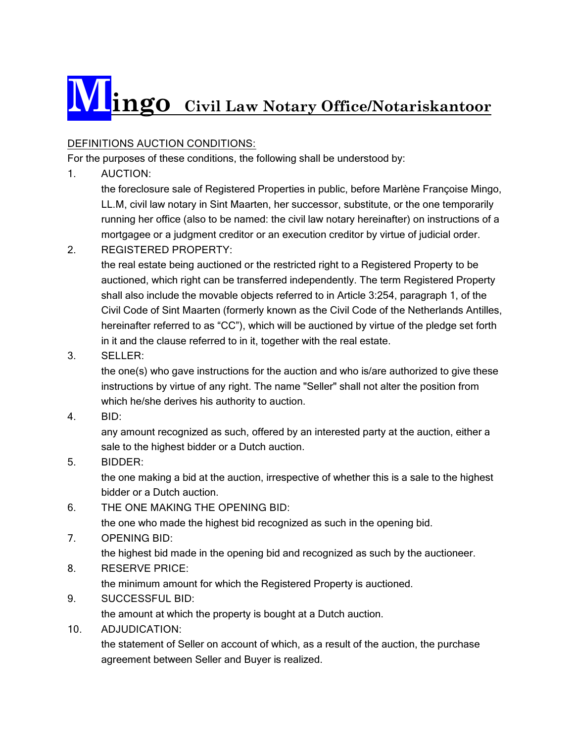# Mingo Civil Law Notary Office/Notariskantoor

DEFINITIONS AUCTION CONDITIONS:

For the purposes of these conditions, the following shall be understood by:

1. AUCTION:
   the foreclosure sale of Registered Properties in public, before Marlène Françoise Mingo, LL.M, civil law notary in Sint Maarten, her successor, substitute, or the one temporarily running her office (also to be named: the civil law notary hereinafter) on instructions of a mortgagee or a judgment creditor or an execution creditor by virtue of judicial order.
2. REGISTERED PROPERTY:
   the real estate being auctioned or the restricted right to a Registered Property to be auctioned, which right can be transferred independently. The term Registered Property shall also include the movable objects referred to in Article 3:254, paragraph 1, of the Civil Code of Sint Maarten (formerly known as the Civil Code of the Netherlands Antilles, hereinafter referred to as "CC"), which will be auctioned by virtue of the pledge set forth in it and the clause referred to in it, together with the real estate.
3. SELLER:
   the one(s) who gave instructions for the auction and who is/are authorized to give these instructions by virtue of any right. The name "Seller" shall not alter the position from which he/she derives his authority to auction.
4. BID:
   any amount recognized as such, offered by an interested party at the auction, either a sale to the highest bidder or a Dutch auction.
5. BIDDER:
   the one making a bid at the auction, irrespective of whether this is a sale to the highest bidder or a Dutch auction.
6. THE ONE MAKING THE OPENING BID:
   the one who made the highest bid recognized as such in the opening bid.
7. OPENING BID:
   the highest bid made in the opening bid and recognized as such by the auctioneer.
8. RESERVE PRICE:
   the minimum amount for which the Registered Property is auctioned.
9. SUCCESSFUL BID:
   the amount at which the property is bought at a Dutch auction.
10. ADJUDICATION:
    the statement of Seller on account of which, as a result of the auction, the purchase agreement between Seller and Buyer is realized.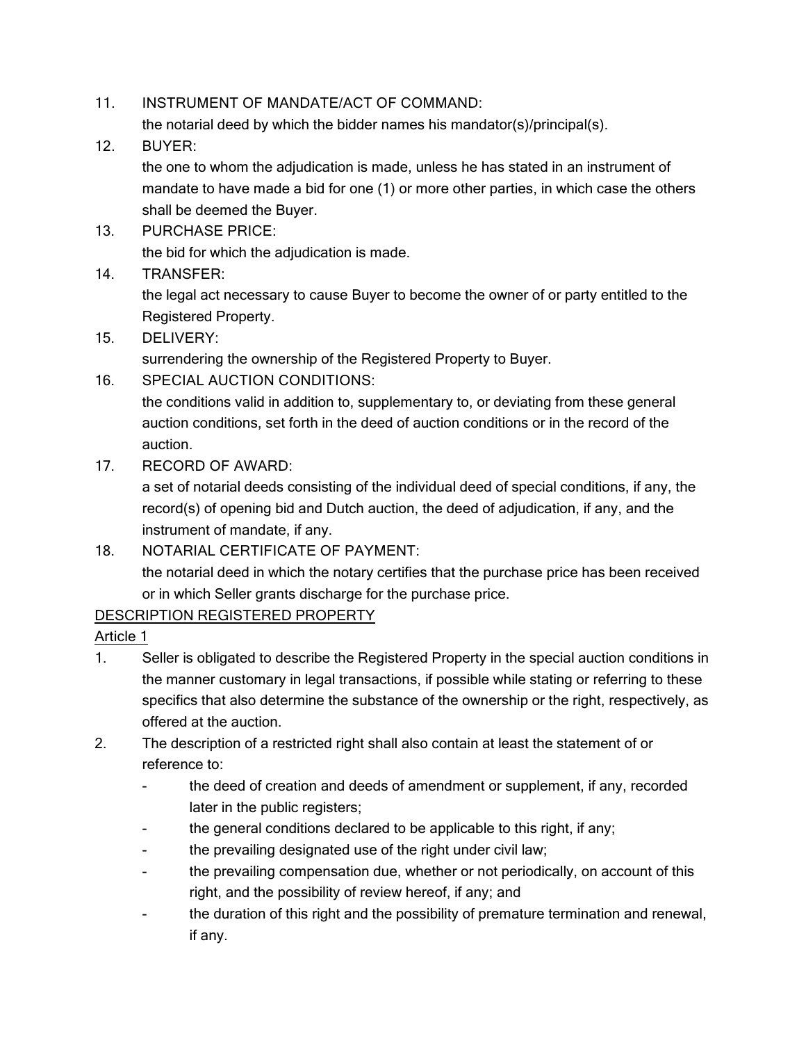11. INSTRUMENT OF MANDATE/ACT OF COMMAND:
    the notarial deed by which the bidder names his mandator(s)/principal(s).
12. BUYER:
    the one to whom the adjudication is made, unless he has stated in an instrument of mandate to have made a bid for one (1) or more other parties, in which case the others shall be deemed the Buyer.
13. PURCHASE PRICE:
    the bid for which the adjudication is made.
14. TRANSFER:
    the legal act necessary to cause Buyer to become the owner of or party entitled to the Registered Property.
15. DELIVERY:
    surrendering the ownership of the Registered Property to Buyer.
16. SPECIAL AUCTION CONDITIONS:
    the conditions valid in addition to, supplementary to, or deviating from these general auction conditions, set forth in the deed of auction conditions or in the record of the auction.
17. RECORD OF AWARD:
    a set of notarial deeds consisting of the individual deed of special conditions, if any, the record(s) of opening bid and Dutch auction, the deed of adjudication, if any, and the instrument of mandate, if any.
18. NOTARIAL CERTIFICATE OF PAYMENT:
    the notarial deed in which the notary certifies that the purchase price has been received or in which Seller grants discharge for the purchase price.

<u>DESCRIPTION REGISTERED PROPERTY</u>

<u>Article 1</u>

1. Seller is obligated to describe the Registered Property in the special auction conditions in the manner customary in legal transactions, if possible while stating or referring to these specifics that also determine the substance of the ownership or the right, respectively, as offered at the auction.
2. The description of a restricted right shall also contain at least the statement of or reference to:
    - the deed of creation and deeds of amendment or supplement, if any, recorded later in the public registers;
    - the general conditions declared to be applicable to this right, if any;
    - the prevailing designated use of the right under civil law;
    - the prevailing compensation due, whether or not periodically, on account of this right, and the possibility of review hereof, if any; and
    - the duration of this right and the possibility of premature termination and renewal, if any.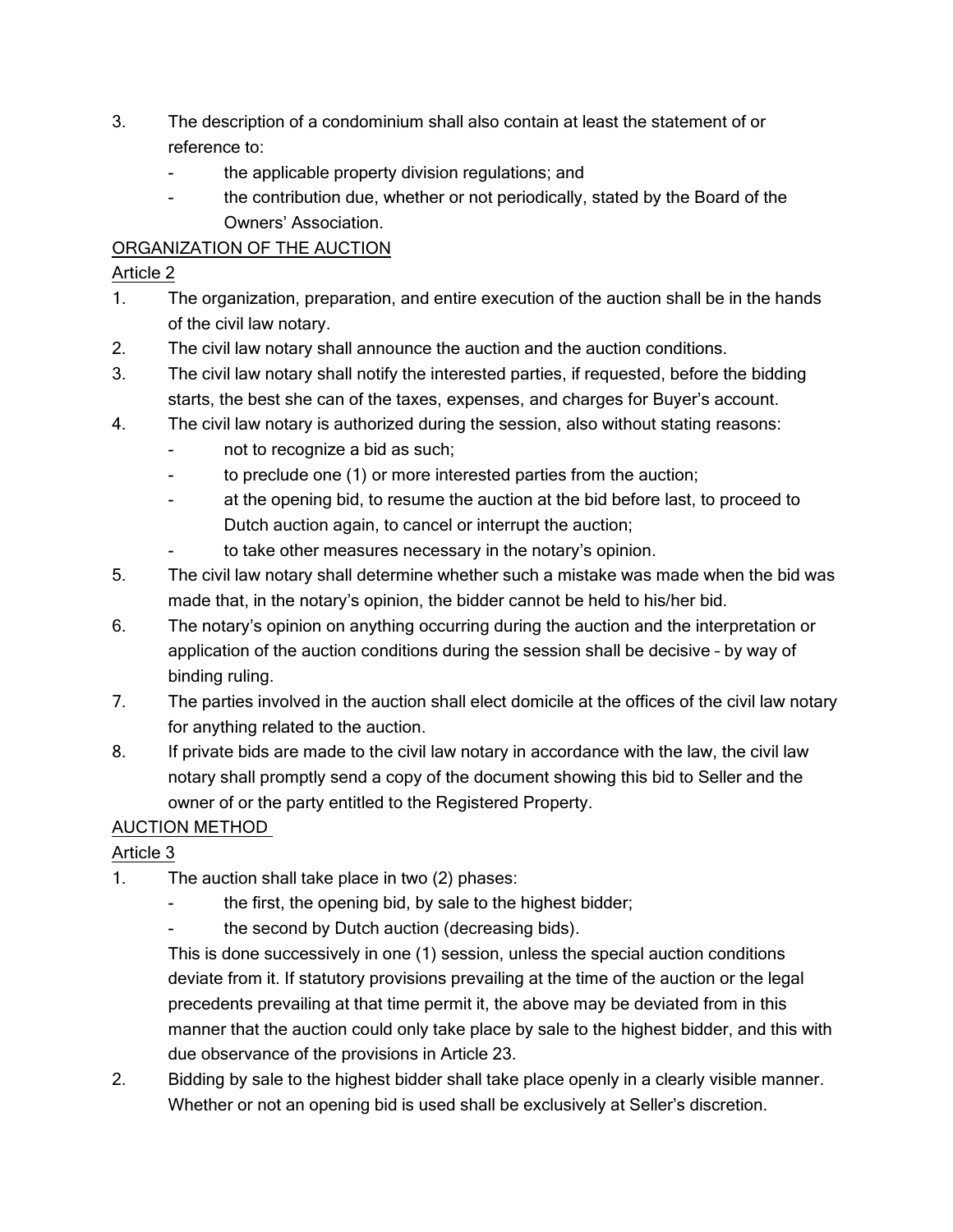3. The description of a condominium shall also contain at least the statement of or reference to:
   - the applicable property division regulations; and
   - the contribution due, whether or not periodically, stated by the Board of the Owners' Association.

<u>ORGANIZATION OF THE AUCTION</u>

<u>Article 2</u>

1. The organization, preparation, and entire execution of the auction shall be in the hands of the civil law notary.
2. The civil law notary shall announce the auction and the auction conditions.
3. The civil law notary shall notify the interested parties, if requested, before the bidding starts, the best she can of the taxes, expenses, and charges for Buyer's account.
4. The civil law notary is authorized during the session, also without stating reasons:
   - not to recognize a bid as such;
   - to preclude one (1) or more interested parties from the auction;
   - at the opening bid, to resume the auction at the bid before last, to proceed to Dutch auction again, to cancel or interrupt the auction;
   - to take other measures necessary in the notary's opinion.
5. The civil law notary shall determine whether such a mistake was made when the bid was made that, in the notary's opinion, the bidder cannot be held to his/her bid.
6. The notary's opinion on anything occurring during the auction and the interpretation or application of the auction conditions during the session shall be decisive – by way of binding ruling.
7. The parties involved in the auction shall elect domicile at the offices of the civil law notary for anything related to the auction.
8. If private bids are made to the civil law notary in accordance with the law, the civil law notary shall promptly send a copy of the document showing this bid to Seller and the owner of or the party entitled to the Registered Property.

<u>AUCTION METHOD</u>

<u>Article 3</u>

1. The auction shall take place in two (2) phases:
   - the first, the opening bid, by sale to the highest bidder;
   - the second by Dutch auction (decreasing bids).

   This is done successively in one (1) session, unless the special auction conditions deviate from it. If statutory provisions prevailing at the time of the auction or the legal precedents prevailing at that time permit it, the above may be deviated from in this manner that the auction could only take place by sale to the highest bidder, and this with due observance of the provisions in Article 23.
2. Bidding by sale to the highest bidder shall take place openly in a clearly visible manner. Whether or not an opening bid is used shall be exclusively at Seller's discretion.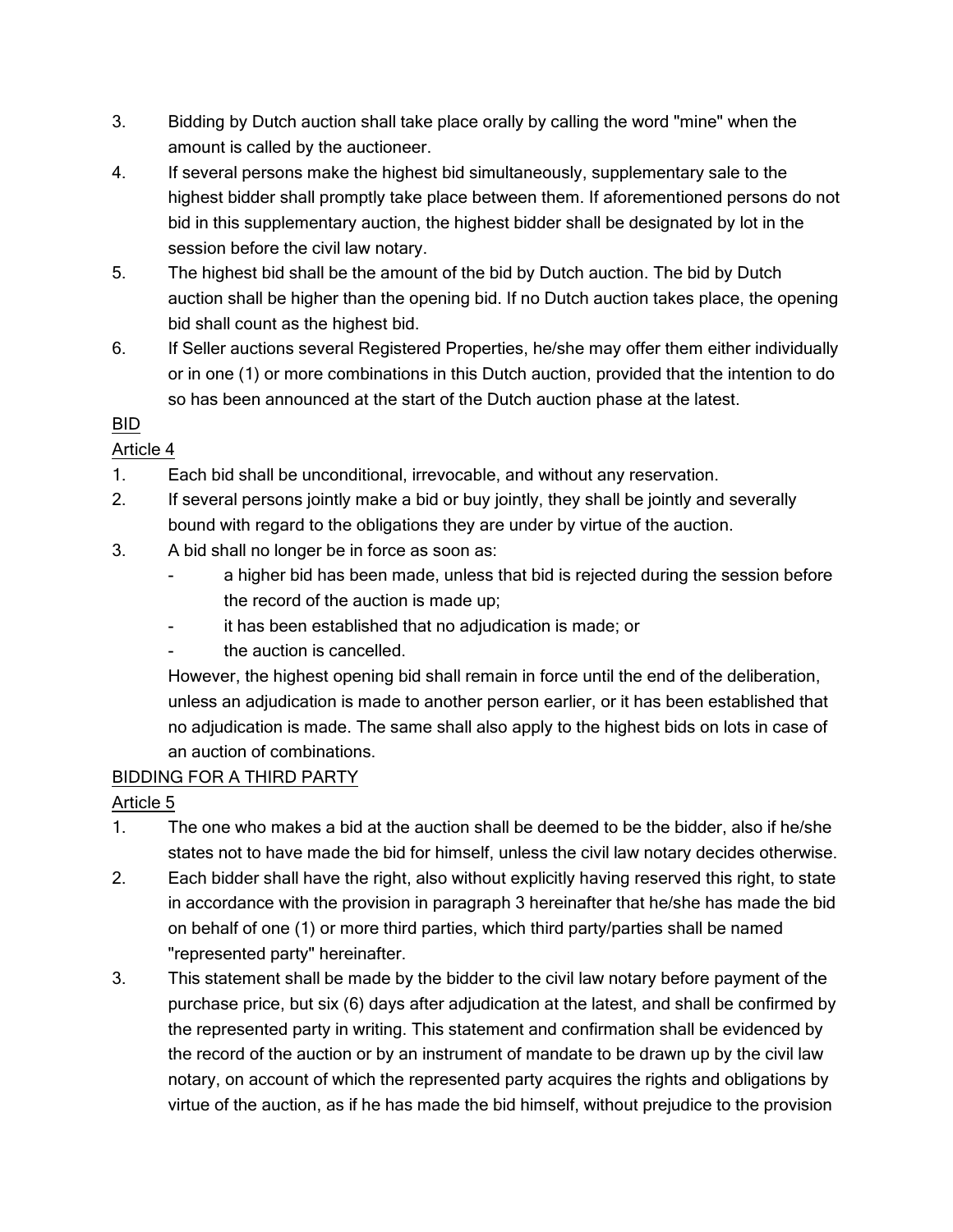3. Bidding by Dutch auction shall take place orally by calling the word "mine" when the amount is called by the auctioneer.
4. If several persons make the highest bid simultaneously, supplementary sale to the highest bidder shall promptly take place between them. If aforementioned persons do not bid in this supplementary auction, the highest bidder shall be designated by lot in the session before the civil law notary.
5. The highest bid shall be the amount of the bid by Dutch auction. The bid by Dutch auction shall be higher than the opening bid. If no Dutch auction takes place, the opening bid shall count as the highest bid.
6. If Seller auctions several Registered Properties, he/she may offer them either individually or in one (1) or more combinations in this Dutch auction, provided that the intention to do so has been announced at the start of the Dutch auction phase at the latest.

<u>BID</u>

<u>Article 4</u>

1. Each bid shall be unconditional, irrevocable, and without any reservation.
2. If several persons jointly make a bid or buy jointly, they shall be jointly and severally bound with regard to the obligations they are under by virtue of the auction.
3. A bid shall no longer be in force as soon as:
   - a higher bid has been made, unless that bid is rejected during the session before the record of the auction is made up;
   - it has been established that no adjudication is made; or
   - the auction is cancelled.

   However, the highest opening bid shall remain in force until the end of the deliberation, unless an adjudication is made to another person earlier, or it has been established that no adjudication is made. The same shall also apply to the highest bids on lots in case of an auction of combinations.

<u>BIDDING FOR A THIRD PARTY</u>

<u>Article 5</u>

1. The one who makes a bid at the auction shall be deemed to be the bidder, also if he/she states not to have made the bid for himself, unless the civil law notary decides otherwise.
2. Each bidder shall have the right, also without explicitly having reserved this right, to state in accordance with the provision in paragraph 3 hereinafter that he/she has made the bid on behalf of one (1) or more third parties, which third party/parties shall be named "represented party" hereinafter.
3. This statement shall be made by the bidder to the civil law notary before payment of the purchase price, but six (6) days after adjudication at the latest, and shall be confirmed by the represented party in writing. This statement and confirmation shall be evidenced by the record of the auction or by an instrument of mandate to be drawn up by the civil law notary, on account of which the represented party acquires the rights and obligations by virtue of the auction, as if he has made the bid himself, without prejudice to the provision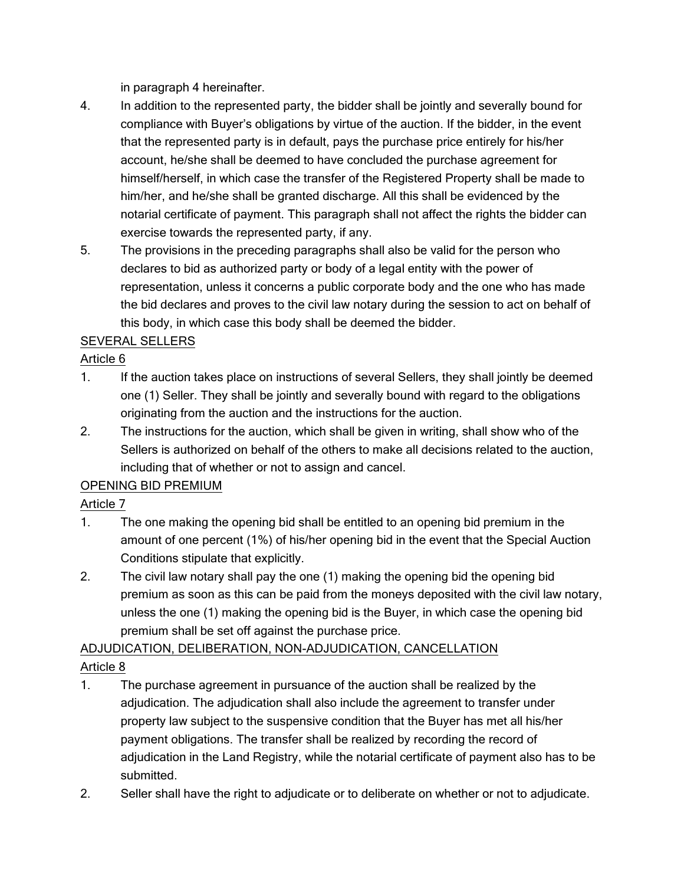in paragraph 4 hereinafter.

4. In addition to the represented party, the bidder shall be jointly and severally bound for compliance with Buyer's obligations by virtue of the auction. If the bidder, in the event that the represented party is in default, pays the purchase price entirely for his/her account, he/she shall be deemed to have concluded the purchase agreement for himself/herself, in which case the transfer of the Registered Property shall be made to him/her, and he/she shall be granted discharge. All this shall be evidenced by the notarial certificate of payment. This paragraph shall not affect the rights the bidder can exercise towards the represented party, if any.
5. The provisions in the preceding paragraphs shall also be valid for the person who declares to bid as authorized party or body of a legal entity with the power of representation, unless it concerns a public corporate body and the one who has made the bid declares and proves to the civil law notary during the session to act on behalf of this body, in which case this body shall be deemed the bidder.

<u>SEVERAL SELLERS</u>

<u>Article 6</u>

1. If the auction takes place on instructions of several Sellers, they shall jointly be deemed one (1) Seller. They shall be jointly and severally bound with regard to the obligations originating from the auction and the instructions for the auction.
2. The instructions for the auction, which shall be given in writing, shall show who of the Sellers is authorized on behalf of the others to make all decisions related to the auction, including that of whether or not to assign and cancel.

<u>OPENING BID PREMIUM</u>

<u>Article 7</u>

1. The one making the opening bid shall be entitled to an opening bid premium in the amount of one percent (1%) of his/her opening bid in the event that the Special Auction Conditions stipulate that explicitly.
2. The civil law notary shall pay the one (1) making the opening bid the opening bid premium as soon as this can be paid from the moneys deposited with the civil law notary, unless the one (1) making the opening bid is the Buyer, in which case the opening bid premium shall be set off against the purchase price.

<u>ADJUDICATION, DELIBERATION, NON-ADJUDICATION, CANCELLATION</u>

<u>Article 8</u>

1. The purchase agreement in pursuance of the auction shall be realized by the adjudication. The adjudication shall also include the agreement to transfer under property law subject to the suspensive condition that the Buyer has met all his/her payment obligations. The transfer shall be realized by recording the record of adjudication in the Land Registry, while the notarial certificate of payment also has to be submitted.
2. Seller shall have the right to adjudicate or to deliberate on whether or not to adjudicate.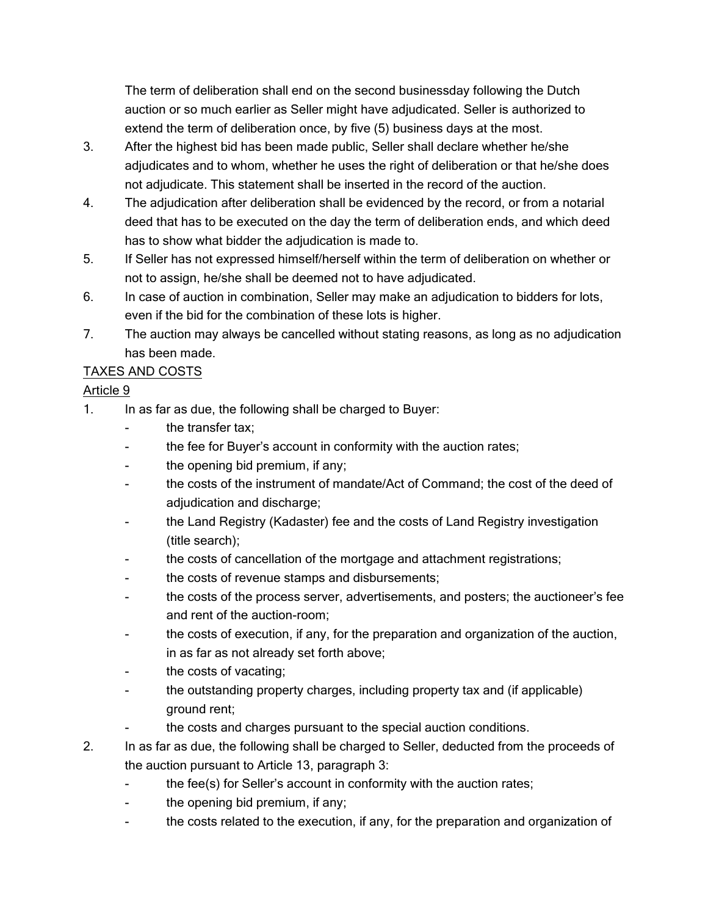The term of deliberation shall end on the second businessday following the Dutch auction or so much earlier as Seller might have adjudicated. Seller is authorized to extend the term of deliberation once, by five (5) business days at the most.

3. After the highest bid has been made public, Seller shall declare whether he/she adjudicates and to whom, whether he uses the right of deliberation or that he/she does not adjudicate. This statement shall be inserted in the record of the auction.
4. The adjudication after deliberation shall be evidenced by the record, or from a notarial deed that has to be executed on the day the term of deliberation ends, and which deed has to show what bidder the adjudication is made to.
5. If Seller has not expressed himself/herself within the term of deliberation on whether or not to assign, he/she shall be deemed not to have adjudicated.
6. In case of auction in combination, Seller may make an adjudication to bidders for lots, even if the bid for the combination of these lots is higher.
7. The auction may always be cancelled without stating reasons, as long as no adjudication has been made.

<u>TAXES AND COSTS</u>

<u>Article 9</u>

1. In as far as due, the following shall be charged to Buyer:
   - the transfer tax;
   - the fee for Buyer's account in conformity with the auction rates;
   - the opening bid premium, if any;
   - the costs of the instrument of mandate/Act of Command; the cost of the deed of adjudication and discharge;
   - the Land Registry (Kadaster) fee and the costs of Land Registry investigation (title search);
   - the costs of cancellation of the mortgage and attachment registrations;
   - the costs of revenue stamps and disbursements;
   - the costs of the process server, advertisements, and posters; the auctioneer's fee and rent of the auction-room;
   - the costs of execution, if any, for the preparation and organization of the auction, in as far as not already set forth above;
   - the costs of vacating;
   - the outstanding property charges, including property tax and (if applicable) ground rent;
   - the costs and charges pursuant to the special auction conditions.
2. In as far as due, the following shall be charged to Seller, deducted from the proceeds of the auction pursuant to Article 13, paragraph 3:
   - the fee(s) for Seller's account in conformity with the auction rates;
   - the opening bid premium, if any;
   - the costs related to the execution, if any, for the preparation and organization of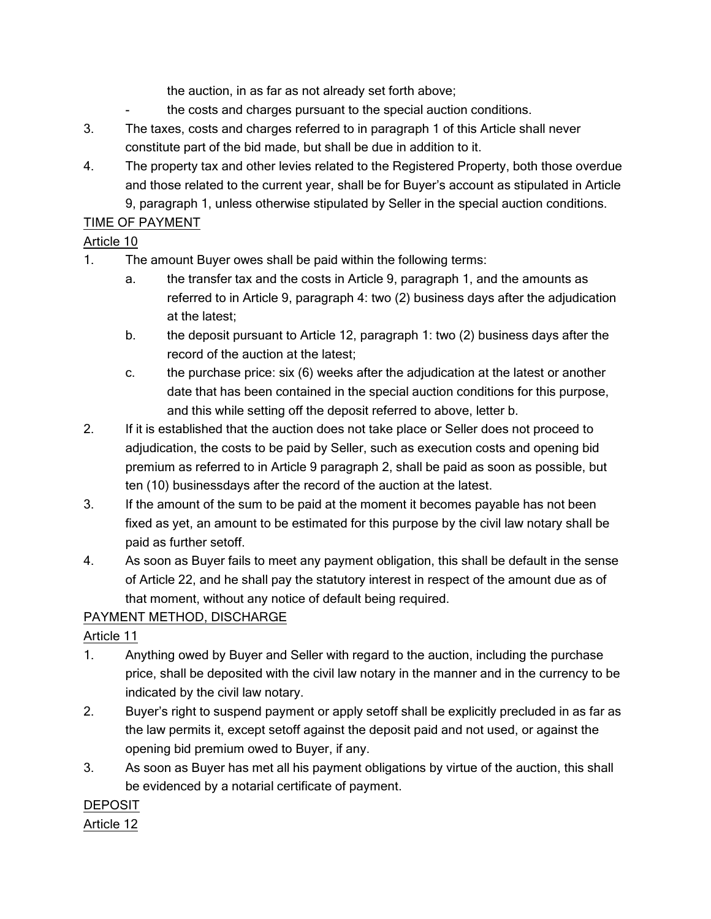the auction, in as far as not already set forth above;

- the costs and charges pursuant to the special auction conditions.

3. The taxes, costs and charges referred to in paragraph 1 of this Article shall never constitute part of the bid made, but shall be due in addition to it.
4. The property tax and other levies related to the Registered Property, both those overdue and those related to the current year, shall be for Buyer's account as stipulated in Article 9, paragraph 1, unless otherwise stipulated by Seller in the special auction conditions.

<u>TIME OF PAYMENT</u>

<u>Article 10</u>

1. The amount Buyer owes shall be paid within the following terms:
   a. the transfer tax and the costs in Article 9, paragraph 1, and the amounts as referred to in Article 9, paragraph 4: two (2) business days after the adjudication at the latest;
   b. the deposit pursuant to Article 12, paragraph 1: two (2) business days after the record of the auction at the latest;
   c. the purchase price: six (6) weeks after the adjudication at the latest or another date that has been contained in the special auction conditions for this purpose, and this while setting off the deposit referred to above, letter b.
2. If it is established that the auction does not take place or Seller does not proceed to adjudication, the costs to be paid by Seller, such as execution costs and opening bid premium as referred to in Article 9 paragraph 2, shall be paid as soon as possible, but ten (10) businessdays after the record of the auction at the latest.
3. If the amount of the sum to be paid at the moment it becomes payable has not been fixed as yet, an amount to be estimated for this purpose by the civil law notary shall be paid as further setoff.
4. As soon as Buyer fails to meet any payment obligation, this shall be default in the sense of Article 22, and he shall pay the statutory interest in respect of the amount due as of that moment, without any notice of default being required.

<u>PAYMENT METHOD, DISCHARGE</u>

<u>Article 11</u>

1. Anything owed by Buyer and Seller with regard to the auction, including the purchase price, shall be deposited with the civil law notary in the manner and in the currency to be indicated by the civil law notary.
2. Buyer's right to suspend payment or apply setoff shall be explicitly precluded in as far as the law permits it, except setoff against the deposit paid and not used, or against the opening bid premium owed to Buyer, if any.
3. As soon as Buyer has met all his payment obligations by virtue of the auction, this shall be evidenced by a notarial certificate of payment.

<u>DEPOSIT</u>

<u>Article 12</u>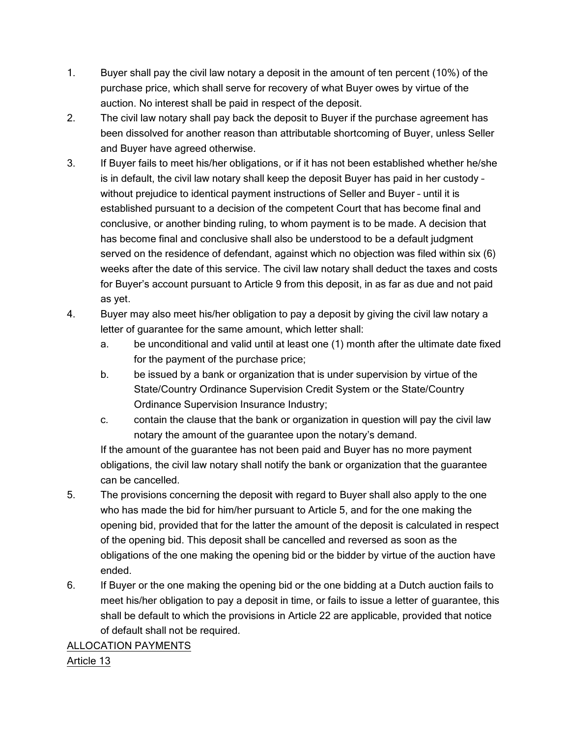1. Buyer shall pay the civil law notary a deposit in the amount of ten percent (10%) of the purchase price, which shall serve for recovery of what Buyer owes by virtue of the auction. No interest shall be paid in respect of the deposit.
2. The civil law notary shall pay back the deposit to Buyer if the purchase agreement has been dissolved for another reason than attributable shortcoming of Buyer, unless Seller and Buyer have agreed otherwise.
3. If Buyer fails to meet his/her obligations, or if it has not been established whether he/she is in default, the civil law notary shall keep the deposit Buyer has paid in her custody – without prejudice to identical payment instructions of Seller and Buyer – until it is established pursuant to a decision of the competent Court that has become final and conclusive, or another binding ruling, to whom payment is to be made. A decision that has become final and conclusive shall also be understood to be a default judgment served on the residence of defendant, against which no objection was filed within six (6) weeks after the date of this service. The civil law notary shall deduct the taxes and costs for Buyer's account pursuant to Article 9 from this deposit, in as far as due and not paid as yet.
4. Buyer may also meet his/her obligation to pay a deposit by giving the civil law notary a letter of guarantee for the same amount, which letter shall:
   a. be unconditional and valid until at least one (1) month after the ultimate date fixed for the payment of the purchase price;
   b. be issued by a bank or organization that is under supervision by virtue of the State/Country Ordinance Supervision Credit System or the State/Country Ordinance Supervision Insurance Industry;
   c. contain the clause that the bank or organization in question will pay the civil law notary the amount of the guarantee upon the notary's demand.

   If the amount of the guarantee has not been paid and Buyer has no more payment obligations, the civil law notary shall notify the bank or organization that the guarantee can be cancelled.
5. The provisions concerning the deposit with regard to Buyer shall also apply to the one who has made the bid for him/her pursuant to Article 5, and for the one making the opening bid, provided that for the latter the amount of the deposit is calculated in respect of the opening bid. This deposit shall be cancelled and reversed as soon as the obligations of the one making the opening bid or the bidder by virtue of the auction have ended.
6. If Buyer or the one making the opening bid or the one bidding at a Dutch auction fails to meet his/her obligation to pay a deposit in time, or fails to issue a letter of guarantee, this shall be default to which the provisions in Article 22 are applicable, provided that notice of default shall not be required.

<u>ALLOCATION PAYMENTS</u>

<u>Article 13</u>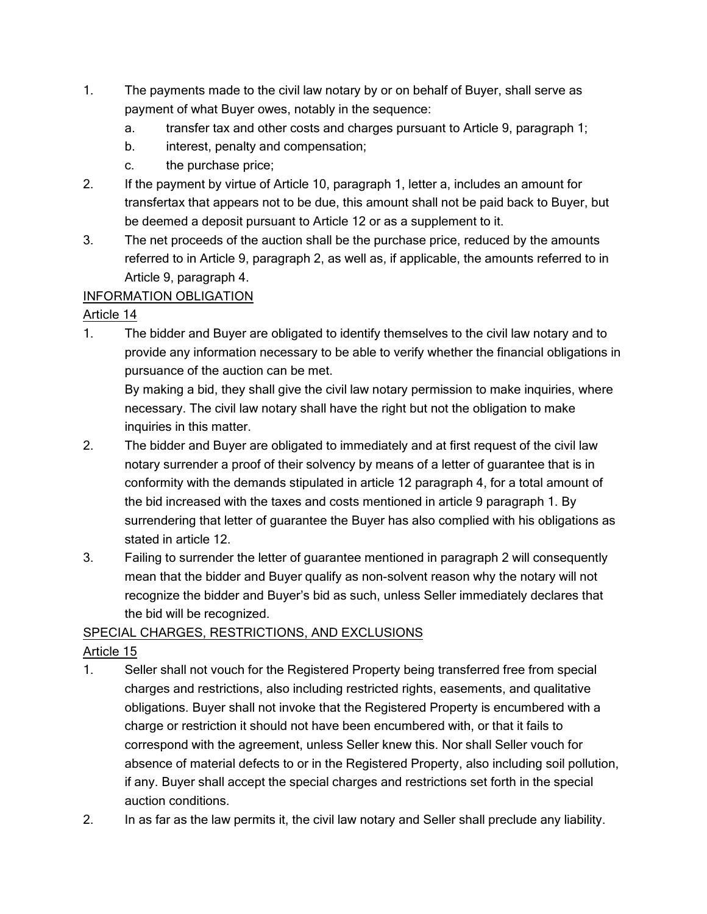1. The payments made to the civil law notary by or on behalf of Buyer, shall serve as payment of what Buyer owes, notably in the sequence:
   a. transfer tax and other costs and charges pursuant to Article 9, paragraph 1;
   b. interest, penalty and compensation;
   c. the purchase price;
2. If the payment by virtue of Article 10, paragraph 1, letter a, includes an amount for transfertax that appears not to be due, this amount shall not be paid back to Buyer, but be deemed a deposit pursuant to Article 12 or as a supplement to it.
3. The net proceeds of the auction shall be the purchase price, reduced by the amounts referred to in Article 9, paragraph 2, as well as, if applicable, the amounts referred to in Article 9, paragraph 4.

<u>INFORMATION OBLIGATION</u>

<u>Article 14</u>

1. The bidder and Buyer are obligated to identify themselves to the civil law notary and to provide any information necessary to be able to verify whether the financial obligations in pursuance of the auction can be met.
   By making a bid, they shall give the civil law notary permission to make inquiries, where necessary. The civil law notary shall have the right but not the obligation to make inquiries in this matter.
2. The bidder and Buyer are obligated to immediately and at first request of the civil law notary surrender a proof of their solvency by means of a letter of guarantee that is in conformity with the demands stipulated in article 12 paragraph 4, for a total amount of the bid increased with the taxes and costs mentioned in article 9 paragraph 1. By surrendering that letter of guarantee the Buyer has also complied with his obligations as stated in article 12.
3. Failing to surrender the letter of guarantee mentioned in paragraph 2 will consequently mean that the bidder and Buyer qualify as non-solvent reason why the notary will not recognize the bidder and Buyer's bid as such, unless Seller immediately declares that the bid will be recognized.

<u>SPECIAL CHARGES, RESTRICTIONS, AND EXCLUSIONS</u>

<u>Article 15</u>

1. Seller shall not vouch for the Registered Property being transferred free from special charges and restrictions, also including restricted rights, easements, and qualitative obligations. Buyer shall not invoke that the Registered Property is encumbered with a charge or restriction it should not have been encumbered with, or that it fails to correspond with the agreement, unless Seller knew this. Nor shall Seller vouch for absence of material defects to or in the Registered Property, also including soil pollution, if any. Buyer shall accept the special charges and restrictions set forth in the special auction conditions.
2. In as far as the law permits it, the civil law notary and Seller shall preclude any liability.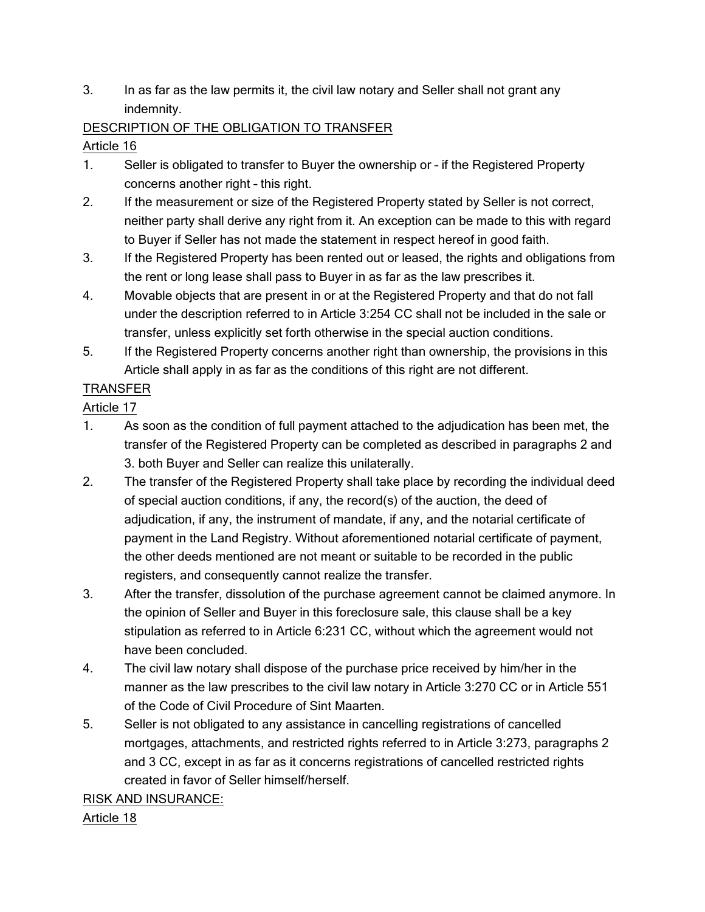3. In as far as the law permits it, the civil law notary and Seller shall not grant any indemnity.

<u>DESCRIPTION OF THE OBLIGATION TO TRANSFER</u>

<u>Article 16</u>

1. Seller is obligated to transfer to Buyer the ownership or – if the Registered Property concerns another right – this right.
2. If the measurement or size of the Registered Property stated by Seller is not correct, neither party shall derive any right from it. An exception can be made to this with regard to Buyer if Seller has not made the statement in respect hereof in good faith.
3. If the Registered Property has been rented out or leased, the rights and obligations from the rent or long lease shall pass to Buyer in as far as the law prescribes it.
4. Movable objects that are present in or at the Registered Property and that do not fall under the description referred to in Article 3:254 CC shall not be included in the sale or transfer, unless explicitly set forth otherwise in the special auction conditions.
5. If the Registered Property concerns another right than ownership, the provisions in this Article shall apply in as far as the conditions of this right are not different.

<u>TRANSFER</u>

<u>Article 17</u>

1. As soon as the condition of full payment attached to the adjudication has been met, the transfer of the Registered Property can be completed as described in paragraphs 2 and 3. both Buyer and Seller can realize this unilaterally.
2. The transfer of the Registered Property shall take place by recording the individual deed of special auction conditions, if any, the record(s) of the auction, the deed of adjudication, if any, the instrument of mandate, if any, and the notarial certificate of payment in the Land Registry. Without aforementioned notarial certificate of payment, the other deeds mentioned are not meant or suitable to be recorded in the public registers, and consequently cannot realize the transfer.
3. After the transfer, dissolution of the purchase agreement cannot be claimed anymore. In the opinion of Seller and Buyer in this foreclosure sale, this clause shall be a key stipulation as referred to in Article 6:231 CC, without which the agreement would not have been concluded.
4. The civil law notary shall dispose of the purchase price received by him/her in the manner as the law prescribes to the civil law notary in Article 3:270 CC or in Article 551 of the Code of Civil Procedure of Sint Maarten.
5. Seller is not obligated to any assistance in cancelling registrations of cancelled mortgages, attachments, and restricted rights referred to in Article 3:273, paragraphs 2 and 3 CC, except in as far as it concerns registrations of cancelled restricted rights created in favor of Seller himself/herself.

<u>RISK AND INSURANCE:</u>

<u>Article 18</u>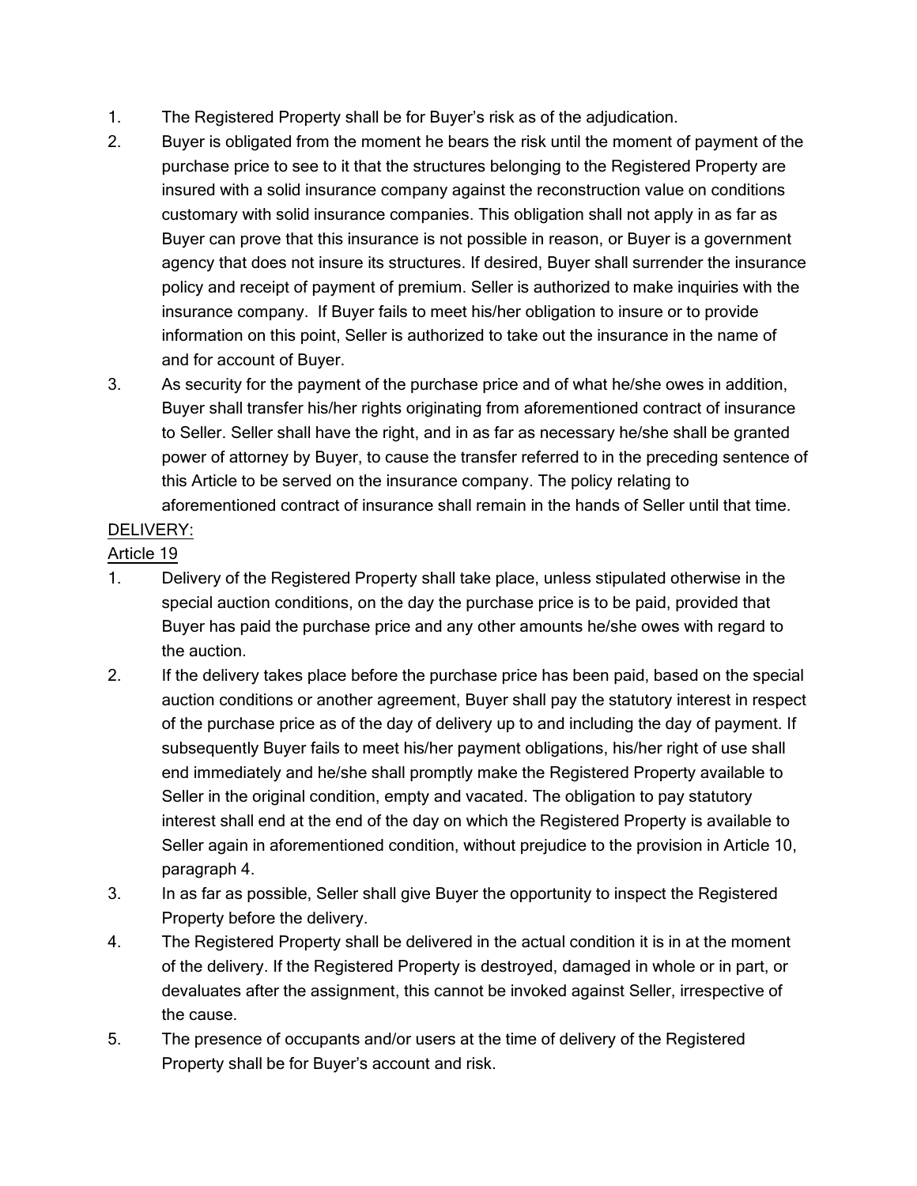1. The Registered Property shall be for Buyer's risk as of the adjudication.
2. Buyer is obligated from the moment he bears the risk until the moment of payment of the purchase price to see to it that the structures belonging to the Registered Property are insured with a solid insurance company against the reconstruction value on conditions customary with solid insurance companies. This obligation shall not apply in as far as Buyer can prove that this insurance is not possible in reason, or Buyer is a government agency that does not insure its structures. If desired, Buyer shall surrender the insurance policy and receipt of payment of premium. Seller is authorized to make inquiries with the insurance company. If Buyer fails to meet his/her obligation to insure or to provide information on this point, Seller is authorized to take out the insurance in the name of and for account of Buyer.
3. As security for the payment of the purchase price and of what he/she owes in addition, Buyer shall transfer his/her rights originating from aforementioned contract of insurance to Seller. Seller shall have the right, and in as far as necessary he/she shall be granted power of attorney by Buyer, to cause the transfer referred to in the preceding sentence of this Article to be served on the insurance company. The policy relating to aforementioned contract of insurance shall remain in the hands of Seller until that time.

<u>DELIVERY:</u>

<u>Article 19</u>

1. Delivery of the Registered Property shall take place, unless stipulated otherwise in the special auction conditions, on the day the purchase price is to be paid, provided that Buyer has paid the purchase price and any other amounts he/she owes with regard to the auction.
2. If the delivery takes place before the purchase price has been paid, based on the special auction conditions or another agreement, Buyer shall pay the statutory interest in respect of the purchase price as of the day of delivery up to and including the day of payment. If subsequently Buyer fails to meet his/her payment obligations, his/her right of use shall end immediately and he/she shall promptly make the Registered Property available to Seller in the original condition, empty and vacated. The obligation to pay statutory interest shall end at the end of the day on which the Registered Property is available to Seller again in aforementioned condition, without prejudice to the provision in Article 10, paragraph 4.
3. In as far as possible, Seller shall give Buyer the opportunity to inspect the Registered Property before the delivery.
4. The Registered Property shall be delivered in the actual condition it is in at the moment of the delivery. If the Registered Property is destroyed, damaged in whole or in part, or devaluates after the assignment, this cannot be invoked against Seller, irrespective of the cause.
5. The presence of occupants and/or users at the time of delivery of the Registered Property shall be for Buyer's account and risk.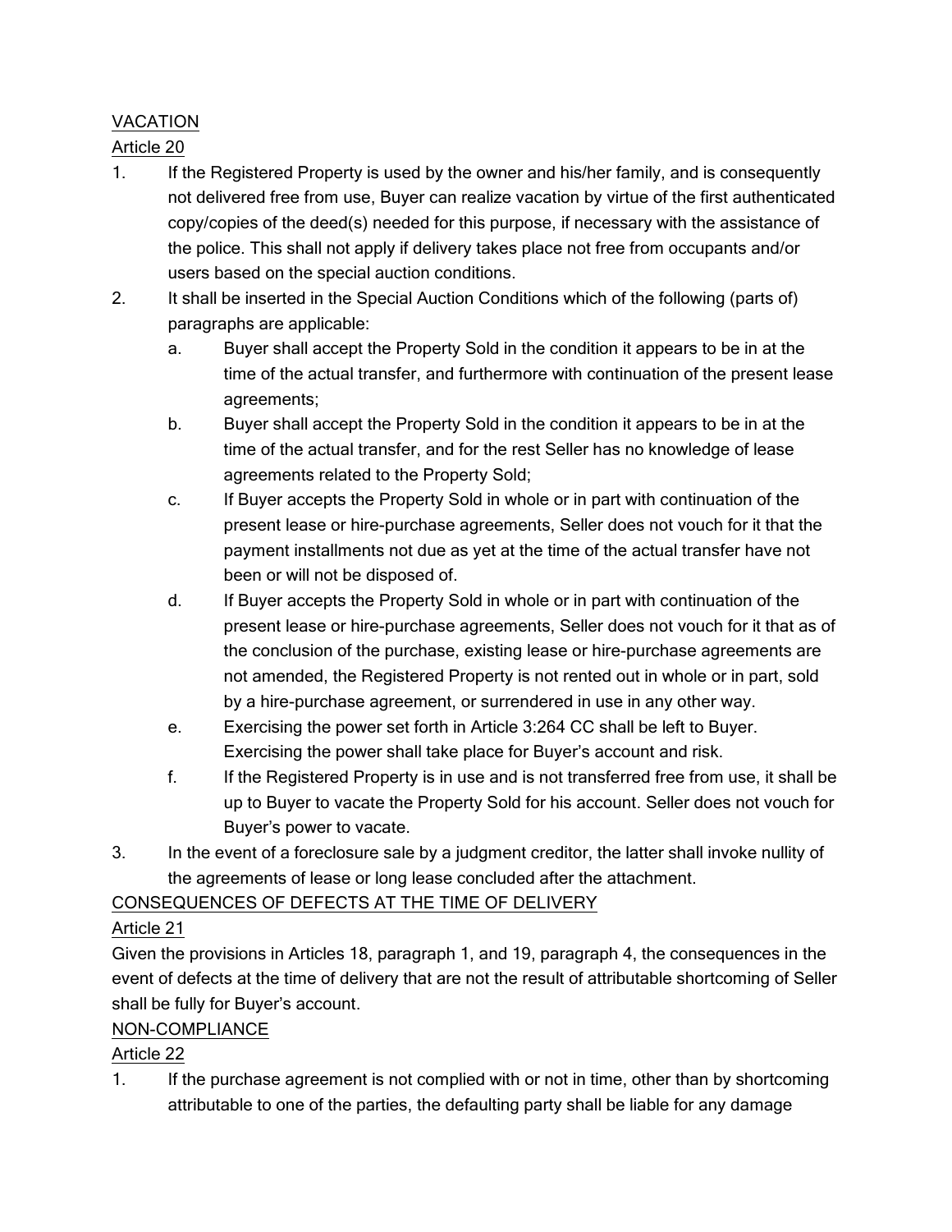VACATION

Article 20

1. If the Registered Property is used by the owner and his/her family, and is consequently not delivered free from use, Buyer can realize vacation by virtue of the first authenticated copy/copies of the deed(s) needed for this purpose, if necessary with the assistance of the police. This shall not apply if delivery takes place not free from occupants and/or users based on the special auction conditions.
2. It shall be inserted in the Special Auction Conditions which of the following (parts of) paragraphs are applicable:
   a. Buyer shall accept the Property Sold in the condition it appears to be in at the time of the actual transfer, and furthermore with continuation of the present lease agreements;
   b. Buyer shall accept the Property Sold in the condition it appears to be in at the time of the actual transfer, and for the rest Seller has no knowledge of lease agreements related to the Property Sold;
   c. If Buyer accepts the Property Sold in whole or in part with continuation of the present lease or hire-purchase agreements, Seller does not vouch for it that the payment installments not due as yet at the time of the actual transfer have not been or will not be disposed of.
   d. If Buyer accepts the Property Sold in whole or in part with continuation of the present lease or hire-purchase agreements, Seller does not vouch for it that as of the conclusion of the purchase, existing lease or hire-purchase agreements are not amended, the Registered Property is not rented out in whole or in part, sold by a hire-purchase agreement, or surrendered in use in any other way.
   e. Exercising the power set forth in Article 3:264 CC shall be left to Buyer. Exercising the power shall take place for Buyer's account and risk.
   f. If the Registered Property is in use and is not transferred free from use, it shall be up to Buyer to vacate the Property Sold for his account. Seller does not vouch for Buyer's power to vacate.
3. In the event of a foreclosure sale by a judgment creditor, the latter shall invoke nullity of the agreements of lease or long lease concluded after the attachment.

CONSEQUENCES OF DEFECTS AT THE TIME OF DELIVERY

Article 21

Given the provisions in Articles 18, paragraph 1, and 19, paragraph 4, the consequences in the event of defects at the time of delivery that are not the result of attributable shortcoming of Seller shall be fully for Buyer's account.

NON-COMPLIANCE

Article 22

1. If the purchase agreement is not complied with or not in time, other than by shortcoming attributable to one of the parties, the defaulting party shall be liable for any damage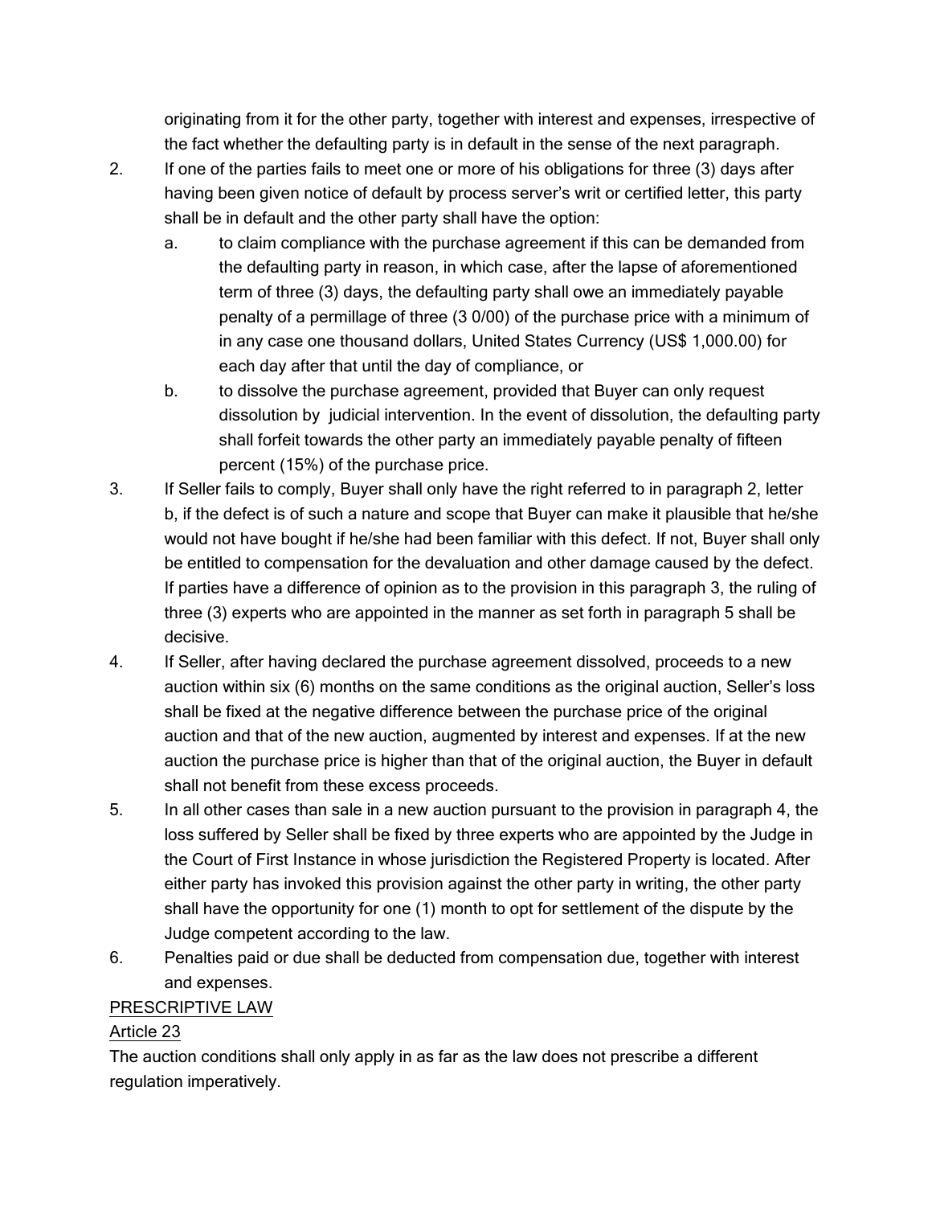originating from it for the other party, together with interest and expenses, irrespective of the fact whether the defaulting party is in default in the sense of the next paragraph.

2. If one of the parties fails to meet one or more of his obligations for three (3) days after having been given notice of default by process server's writ or certified letter, this party shall be in default and the other party shall have the option:
   a. to claim compliance with the purchase agreement if this can be demanded from the defaulting party in reason, in which case, after the lapse of aforementioned term of three (3) days, the defaulting party shall owe an immediately payable penalty of a permillage of three (3 0/00) of the purchase price with a minimum of in any case one thousand dollars, United States Currency (US$ 1,000.00) for each day after that until the day of compliance, or
   b. to dissolve the purchase agreement, provided that Buyer can only request dissolution by judicial intervention. In the event of dissolution, the defaulting party shall forfeit towards the other party an immediately payable penalty of fifteen percent (15%) of the purchase price.
3. If Seller fails to comply, Buyer shall only have the right referred to in paragraph 2, letter b, if the defect is of such a nature and scope that Buyer can make it plausible that he/she would not have bought if he/she had been familiar with this defect. If not, Buyer shall only be entitled to compensation for the devaluation and other damage caused by the defect. If parties have a difference of opinion as to the provision in this paragraph 3, the ruling of three (3) experts who are appointed in the manner as set forth in paragraph 5 shall be decisive.
4. If Seller, after having declared the purchase agreement dissolved, proceeds to a new auction within six (6) months on the same conditions as the original auction, Seller's loss shall be fixed at the negative difference between the purchase price of the original auction and that of the new auction, augmented by interest and expenses. If at the new auction the purchase price is higher than that of the original auction, the Buyer in default shall not benefit from these excess proceeds.
5. In all other cases than sale in a new auction pursuant to the provision in paragraph 4, the loss suffered by Seller shall be fixed by three experts who are appointed by the Judge in the Court of First Instance in whose jurisdiction the Registered Property is located. After either party has invoked this provision against the other party in writing, the other party shall have the opportunity for one (1) month to opt for settlement of the dispute by the Judge competent according to the law.
6. Penalties paid or due shall be deducted from compensation due, together with interest and expenses.

<u>PRESCRIPTIVE LAW</u>

<u>Article 23</u>

The auction conditions shall only apply in as far as the law does not prescribe a different regulation imperatively.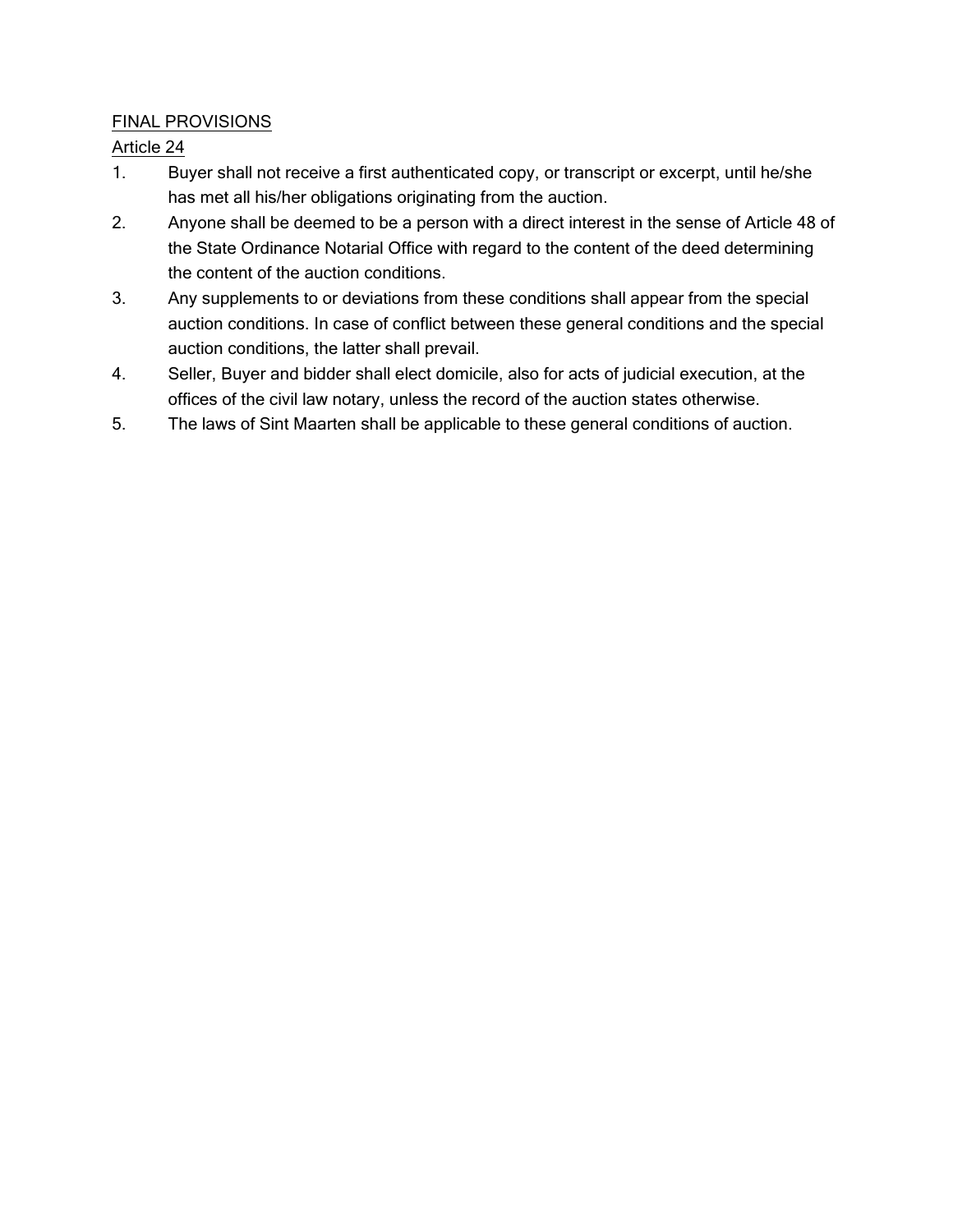## FINAL PROVISIONS

### Article 24

1. Buyer shall not receive a first authenticated copy, or transcript or excerpt, until he/she has met all his/her obligations originating from the auction.
2. Anyone shall be deemed to be a person with a direct interest in the sense of Article 48 of the State Ordinance Notarial Office with regard to the content of the deed determining the content of the auction conditions.
3. Any supplements to or deviations from these conditions shall appear from the special auction conditions. In case of conflict between these general conditions and the special auction conditions, the latter shall prevail.
4. Seller, Buyer and bidder shall elect domicile, also for acts of judicial execution, at the offices of the civil law notary, unless the record of the auction states otherwise.
5. The laws of Sint Maarten shall be applicable to these general conditions of auction.